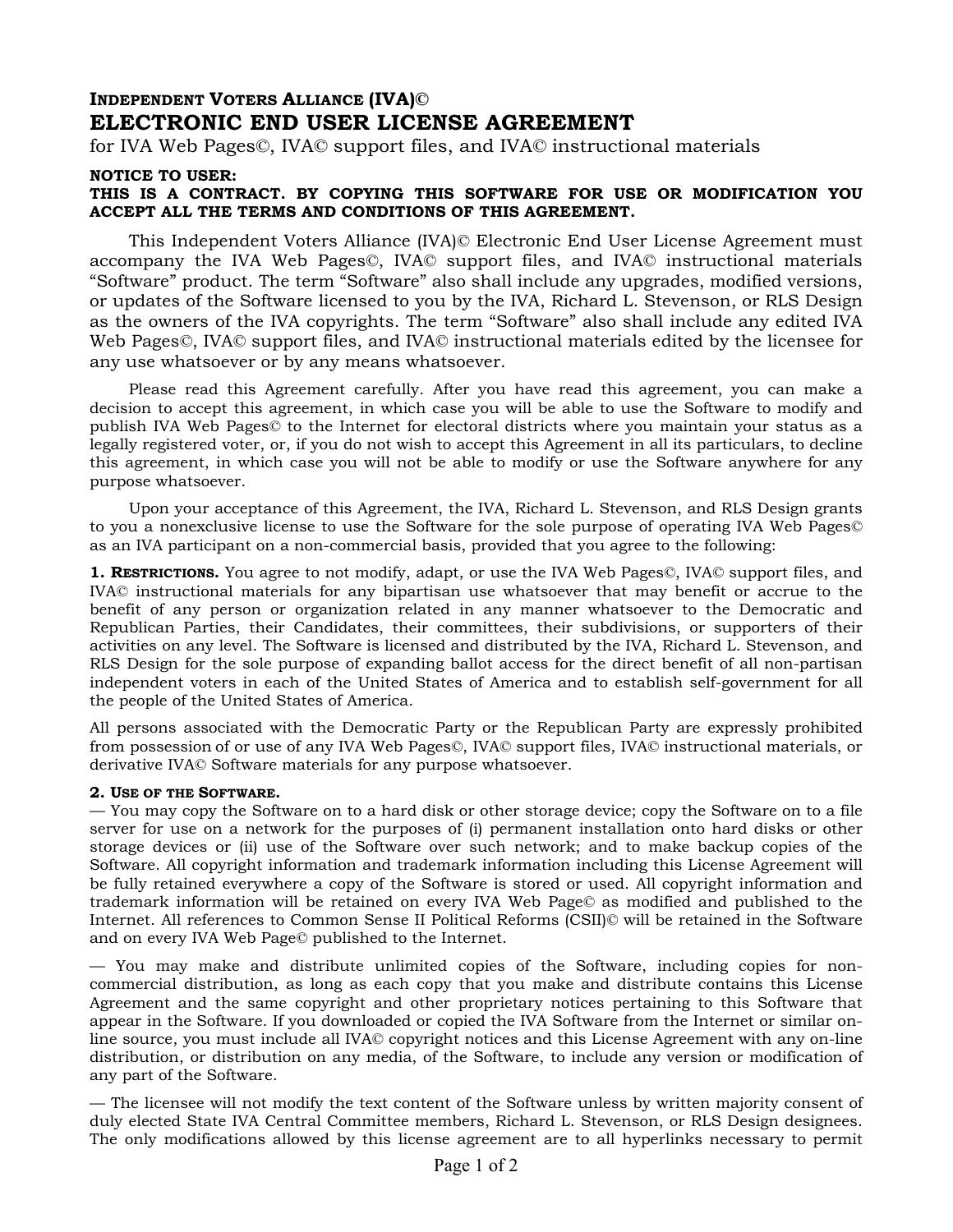**INDEPENDENT VOTERS ALLIANCE (IVA)©**

# ELECTRONIC END USER LICENSE AGREEMENT

for IVA Web Pages©, IVA© support files, and IVA© instructional materials

**NOTICE TO USER:**
**THIS IS A CONTRACT. BY COPYING THIS SOFTWARE FOR USE OR MODIFICATION YOU ACCEPT ALL THE TERMS AND CONDITIONS OF THIS AGREEMENT.**

This Independent Voters Alliance (IVA)© Electronic End User License Agreement must accompany the IVA Web Pages©, IVA© support files, and IVA© instructional materials "Software" product. The term "Software" also shall include any upgrades, modified versions, or updates of the Software licensed to you by the IVA, Richard L. Stevenson, or RLS Design as the owners of the IVA copyrights. The term "Software" also shall include any edited IVA Web Pages©, IVA© support files, and IVA© instructional materials edited by the licensee for any use whatsoever or by any means whatsoever.

Please read this Agreement carefully. After you have read this agreement, you can make a decision to accept this agreement, in which case you will be able to use the Software to modify and publish IVA Web Pages© to the Internet for electoral districts where you maintain your status as a legally registered voter, or, if you do not wish to accept this Agreement in all its particulars, to decline this agreement, in which case you will not be able to modify or use the Software anywhere for any purpose whatsoever.

Upon your acceptance of this Agreement, the IVA, Richard L. Stevenson, and RLS Design grants to you a nonexclusive license to use the Software for the sole purpose of operating IVA Web Pages© as an IVA participant on a non-commercial basis, provided that you agree to the following:

**1. RESTRICTIONS.** You agree to not modify, adapt, or use the IVA Web Pages©, IVA© support files, and IVA© instructional materials for any bipartisan use whatsoever that may benefit or accrue to the benefit of any person or organization related in any manner whatsoever to the Democratic and Republican Parties, their Candidates, their committees, their subdivisions, or supporters of their activities on any level. The Software is licensed and distributed by the IVA, Richard L. Stevenson, and RLS Design for the sole purpose of expanding ballot access for the direct benefit of all non-partisan independent voters in each of the United States of America and to establish self-government for all the people of the United States of America.

All persons associated with the Democratic Party or the Republican Party are expressly prohibited from possession of or use of any IVA Web Pages©, IVA© support files, IVA© instructional materials, or derivative IVA© Software materials for any purpose whatsoever.

**2. USE OF THE SOFTWARE.**

— You may copy the Software on to a hard disk or other storage device; copy the Software on to a file server for use on a network for the purposes of (i) permanent installation onto hard disks or other storage devices or (ii) use of the Software over such network; and to make backup copies of the Software. All copyright information and trademark information including this License Agreement will be fully retained everywhere a copy of the Software is stored or used. All copyright information and trademark information will be retained on every IVA Web Page© as modified and published to the Internet. All references to Common Sense II Political Reforms (CSII)© will be retained in the Software and on every IVA Web Page© published to the Internet.

— You may make and distribute unlimited copies of the Software, including copies for non-commercial distribution, as long as each copy that you make and distribute contains this License Agreement and the same copyright and other proprietary notices pertaining to this Software that appear in the Software. If you downloaded or copied the IVA Software from the Internet or similar on-line source, you must include all IVA© copyright notices and this License Agreement with any on-line distribution, or distribution on any media, of the Software, to include any version or modification of any part of the Software.

— The licensee will not modify the text content of the Software unless by written majority consent of duly elected State IVA Central Committee members, Richard L. Stevenson, or RLS Design designees. The only modifications allowed by this license agreement are to all hyperlinks necessary to permit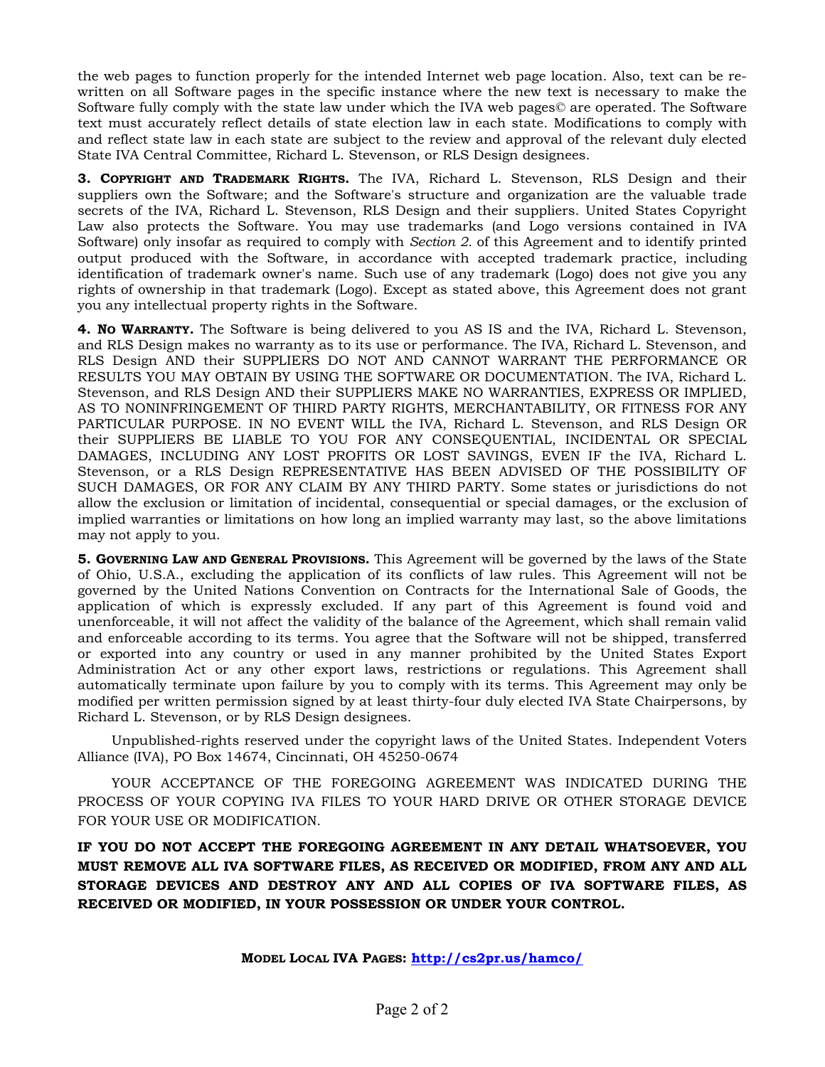the web pages to function properly for the intended Internet web page location. Also, text can be re-written on all Software pages in the specific instance where the new text is necessary to make the Software fully comply with the state law under which the IVA web pages© are operated. The Software text must accurately reflect details of state election law in each state. Modifications to comply with and reflect state law in each state are subject to the review and approval of the relevant duly elected State IVA Central Committee, Richard L. Stevenson, or RLS Design designees.

**3. COPYRIGHT AND TRADEMARK RIGHTS.** The IVA, Richard L. Stevenson, RLS Design and their suppliers own the Software; and the Software's structure and organization are the valuable trade secrets of the IVA, Richard L. Stevenson, RLS Design and their suppliers. United States Copyright Law also protects the Software. You may use trademarks (and Logo versions contained in IVA Software) only insofar as required to comply with *Section 2.* of this Agreement and to identify printed output produced with the Software, in accordance with accepted trademark practice, including identification of trademark owner's name. Such use of any trademark (Logo) does not give you any rights of ownership in that trademark (Logo). Except as stated above, this Agreement does not grant you any intellectual property rights in the Software.

**4. NO WARRANTY.** The Software is being delivered to you AS IS and the IVA, Richard L. Stevenson, and RLS Design makes no warranty as to its use or performance. The IVA, Richard L. Stevenson, and RLS Design AND their SUPPLIERS DO NOT AND CANNOT WARRANT THE PERFORMANCE OR RESULTS YOU MAY OBTAIN BY USING THE SOFTWARE OR DOCUMENTATION. The IVA, Richard L. Stevenson, and RLS Design AND their SUPPLIERS MAKE NO WARRANTIES, EXPRESS OR IMPLIED, AS TO NONINFRINGEMENT OF THIRD PARTY RIGHTS, MERCHANTABILITY, OR FITNESS FOR ANY PARTICULAR PURPOSE. IN NO EVENT WILL the IVA, Richard L. Stevenson, and RLS Design OR their SUPPLIERS BE LIABLE TO YOU FOR ANY CONSEQUENTIAL, INCIDENTAL OR SPECIAL DAMAGES, INCLUDING ANY LOST PROFITS OR LOST SAVINGS, EVEN IF the IVA, Richard L. Stevenson, or a RLS Design REPRESENTATIVE HAS BEEN ADVISED OF THE POSSIBILITY OF SUCH DAMAGES, OR FOR ANY CLAIM BY ANY THIRD PARTY. Some states or jurisdictions do not allow the exclusion or limitation of incidental, consequential or special damages, or the exclusion of implied warranties or limitations on how long an implied warranty may last, so the above limitations may not apply to you.

**5. GOVERNING LAW AND GENERAL PROVISIONS.** This Agreement will be governed by the laws of the State of Ohio, U.S.A., excluding the application of its conflicts of law rules. This Agreement will not be governed by the United Nations Convention on Contracts for the International Sale of Goods, the application of which is expressly excluded. If any part of this Agreement is found void and unenforceable, it will not affect the validity of the balance of the Agreement, which shall remain valid and enforceable according to its terms. You agree that the Software will not be shipped, transferred or exported into any country or used in any manner prohibited by the United States Export Administration Act or any other export laws, restrictions or regulations. This Agreement shall automatically terminate upon failure by you to comply with its terms. This Agreement may only be modified per written permission signed by at least thirty-four duly elected IVA State Chairpersons, by Richard L. Stevenson, or by RLS Design designees.

Unpublished-rights reserved under the copyright laws of the United States. Independent Voters Alliance (IVA), PO Box 14674, Cincinnati, OH 45250-0674

YOUR ACCEPTANCE OF THE FOREGOING AGREEMENT WAS INDICATED DURING THE PROCESS OF YOUR COPYING IVA FILES TO YOUR HARD DRIVE OR OTHER STORAGE DEVICE FOR YOUR USE OR MODIFICATION.

**IF YOU DO NOT ACCEPT THE FOREGOING AGREEMENT IN ANY DETAIL WHATSOEVER, YOU MUST REMOVE ALL IVA SOFTWARE FILES, AS RECEIVED OR MODIFIED, FROM ANY AND ALL STORAGE DEVICES AND DESTROY ANY AND ALL COPIES OF IVA SOFTWARE FILES, AS RECEIVED OR MODIFIED, IN YOUR POSSESSION OR UNDER YOUR CONTROL.**

**MODEL LOCAL IVA PAGES: http://cs2pr.us/hamco/**